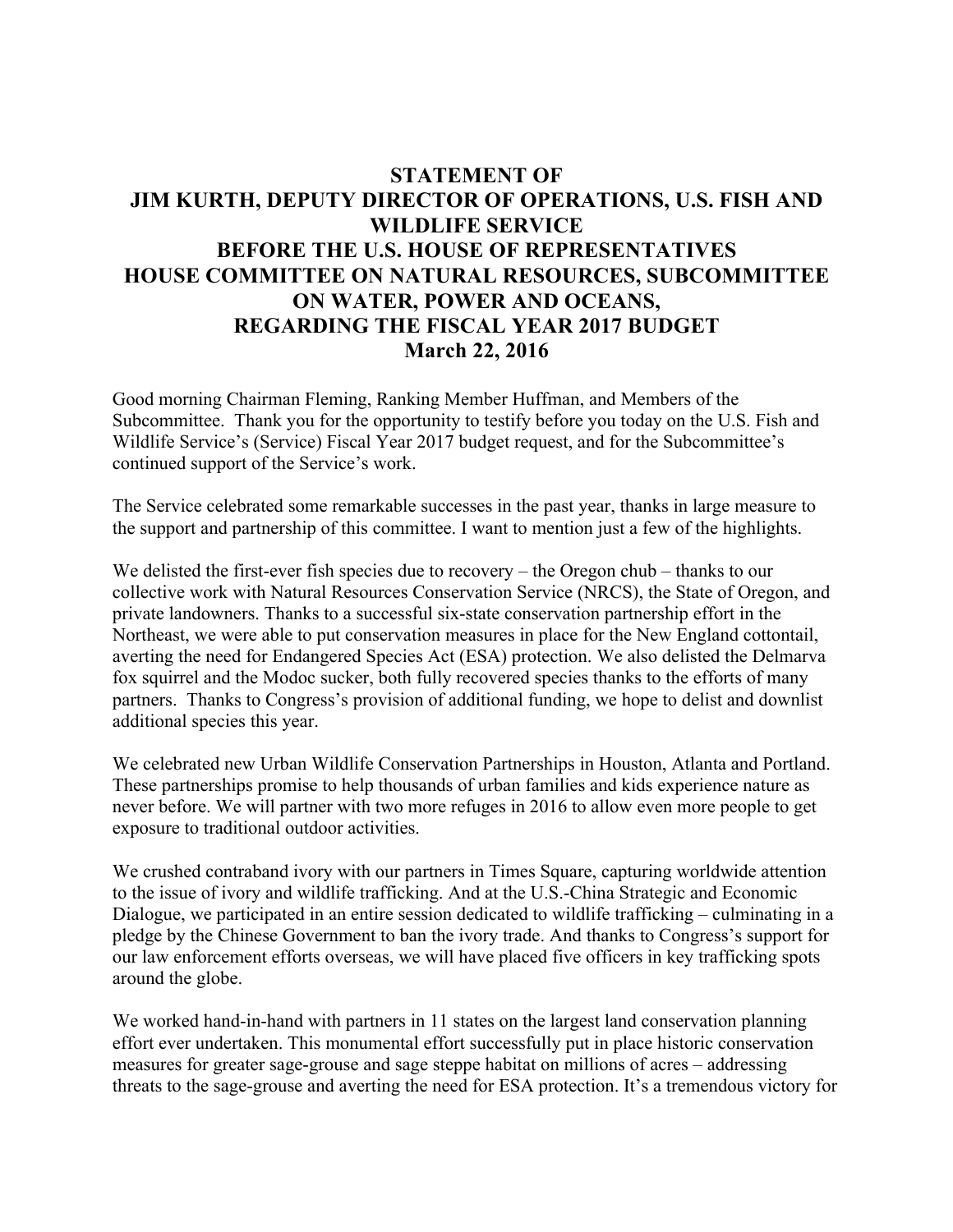# STATEMENT OF JIM KURTH, DEPUTY DIRECTOR OF OPERATIONS, U.S. FISH AND WILDLIFE SERVICE BEFORE THE U.S. HOUSE OF REPRESENTATIVES HOUSE COMMITTEE ON NATURAL RESOURCES, SUBCOMMITTEE ON WATER, POWER AND OCEANS, REGARDING THE FISCAL YEAR 2017 BUDGET

**March 22, 2016**

Good morning Chairman Fleming, Ranking Member Huffman, and Members of the Subcommittee. Thank you for the opportunity to testify before you today on the U.S. Fish and Wildlife Service's (Service) Fiscal Year 2017 budget request, and for the Subcommittee's continued support of the Service's work.

The Service celebrated some remarkable successes in the past year, thanks in large measure to the support and partnership of this committee. I want to mention just a few of the highlights.

We delisted the first-ever fish species due to recovery – the Oregon chub – thanks to our collective work with Natural Resources Conservation Service (NRCS), the State of Oregon, and private landowners. Thanks to a successful six-state conservation partnership effort in the Northeast, we were able to put conservation measures in place for the New England cottontail, averting the need for Endangered Species Act (ESA) protection. We also delisted the Delmarva fox squirrel and the Modoc sucker, both fully recovered species thanks to the efforts of many partners. Thanks to Congress's provision of additional funding, we hope to delist and downlist additional species this year.

We celebrated new Urban Wildlife Conservation Partnerships in Houston, Atlanta and Portland. These partnerships promise to help thousands of urban families and kids experience nature as never before. We will partner with two more refuges in 2016 to allow even more people to get exposure to traditional outdoor activities.

We crushed contraband ivory with our partners in Times Square, capturing worldwide attention to the issue of ivory and wildlife trafficking. And at the U.S.-China Strategic and Economic Dialogue, we participated in an entire session dedicated to wildlife trafficking – culminating in a pledge by the Chinese Government to ban the ivory trade. And thanks to Congress's support for our law enforcement efforts overseas, we will have placed five officers in key trafficking spots around the globe.

We worked hand-in-hand with partners in 11 states on the largest land conservation planning effort ever undertaken. This monumental effort successfully put in place historic conservation measures for greater sage-grouse and sage steppe habitat on millions of acres – addressing threats to the sage-grouse and averting the need for ESA protection. It's a tremendous victory for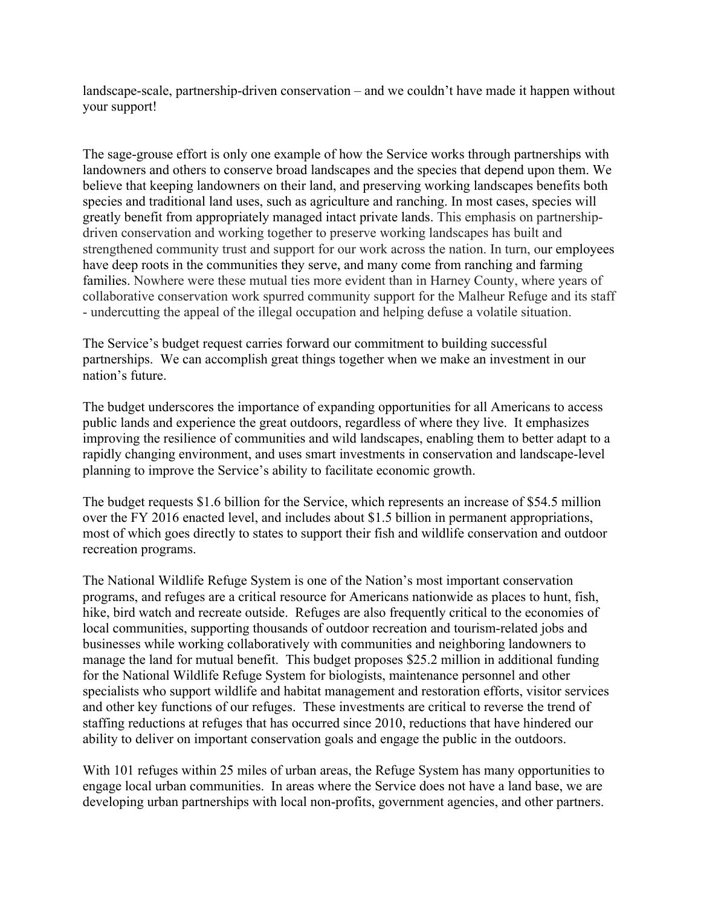landscape-scale, partnership-driven conservation – and we couldn't have made it happen without your support!

The sage-grouse effort is only one example of how the Service works through partnerships with landowners and others to conserve broad landscapes and the species that depend upon them. We believe that keeping landowners on their land, and preserving working landscapes benefits both species and traditional land uses, such as agriculture and ranching. In most cases, species will greatly benefit from appropriately managed intact private lands. This emphasis on partnership-driven conservation and working together to preserve working landscapes has built and strengthened community trust and support for our work across the nation. In turn, our employees have deep roots in the communities they serve, and many come from ranching and farming families. Nowhere were these mutual ties more evident than in Harney County, where years of collaborative conservation work spurred community support for the Malheur Refuge and its staff - undercutting the appeal of the illegal occupation and helping defuse a volatile situation.

The Service's budget request carries forward our commitment to building successful partnerships. We can accomplish great things together when we make an investment in our nation's future.

The budget underscores the importance of expanding opportunities for all Americans to access public lands and experience the great outdoors, regardless of where they live. It emphasizes improving the resilience of communities and wild landscapes, enabling them to better adapt to a rapidly changing environment, and uses smart investments in conservation and landscape-level planning to improve the Service's ability to facilitate economic growth.

The budget requests $1.6 billion for the Service, which represents an increase of $54.5 million over the FY 2016 enacted level, and includes about $1.5 billion in permanent appropriations, most of which goes directly to states to support their fish and wildlife conservation and outdoor recreation programs.

The National Wildlife Refuge System is one of the Nation's most important conservation programs, and refuges are a critical resource for Americans nationwide as places to hunt, fish, hike, bird watch and recreate outside. Refuges are also frequently critical to the economies of local communities, supporting thousands of outdoor recreation and tourism-related jobs and businesses while working collaboratively with communities and neighboring landowners to manage the land for mutual benefit. This budget proposes $25.2 million in additional funding for the National Wildlife Refuge System for biologists, maintenance personnel and other specialists who support wildlife and habitat management and restoration efforts, visitor services and other key functions of our refuges. These investments are critical to reverse the trend of staffing reductions at refuges that has occurred since 2010, reductions that have hindered our ability to deliver on important conservation goals and engage the public in the outdoors.

With 101 refuges within 25 miles of urban areas, the Refuge System has many opportunities to engage local urban communities. In areas where the Service does not have a land base, we are developing urban partnerships with local non-profits, government agencies, and other partners.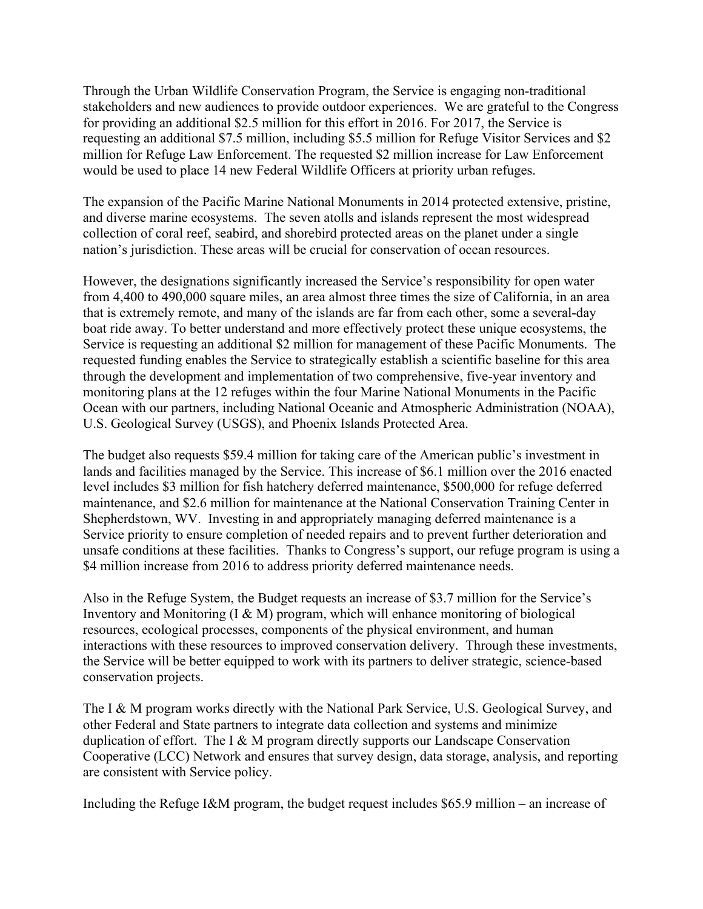Through the Urban Wildlife Conservation Program, the Service is engaging non-traditional stakeholders and new audiences to provide outdoor experiences. We are grateful to the Congress for providing an additional $2.5 million for this effort in 2016. For 2017, the Service is requesting an additional $7.5 million, including $5.5 million for Refuge Visitor Services and $2 million for Refuge Law Enforcement. The requested $2 million increase for Law Enforcement would be used to place 14 new Federal Wildlife Officers at priority urban refuges.

The expansion of the Pacific Marine National Monuments in 2014 protected extensive, pristine, and diverse marine ecosystems. The seven atolls and islands represent the most widespread collection of coral reef, seabird, and shorebird protected areas on the planet under a single nation's jurisdiction. These areas will be crucial for conservation of ocean resources.

However, the designations significantly increased the Service's responsibility for open water from 4,400 to 490,000 square miles, an area almost three times the size of California, in an area that is extremely remote, and many of the islands are far from each other, some a several-day boat ride away. To better understand and more effectively protect these unique ecosystems, the Service is requesting an additional $2 million for management of these Pacific Monuments. The requested funding enables the Service to strategically establish a scientific baseline for this area through the development and implementation of two comprehensive, five-year inventory and monitoring plans at the 12 refuges within the four Marine National Monuments in the Pacific Ocean with our partners, including National Oceanic and Atmospheric Administration (NOAA), U.S. Geological Survey (USGS), and Phoenix Islands Protected Area.

The budget also requests $59.4 million for taking care of the American public's investment in lands and facilities managed by the Service. This increase of $6.1 million over the 2016 enacted level includes $3 million for fish hatchery deferred maintenance, $500,000 for refuge deferred maintenance, and $2.6 million for maintenance at the National Conservation Training Center in Shepherdstown, WV. Investing in and appropriately managing deferred maintenance is a Service priority to ensure completion of needed repairs and to prevent further deterioration and unsafe conditions at these facilities. Thanks to Congress's support, our refuge program is using a $4 million increase from 2016 to address priority deferred maintenance needs.

Also in the Refuge System, the Budget requests an increase of $3.7 million for the Service's Inventory and Monitoring (I & M) program, which will enhance monitoring of biological resources, ecological processes, components of the physical environment, and human interactions with these resources to improved conservation delivery. Through these investments, the Service will be better equipped to work with its partners to deliver strategic, science-based conservation projects.

The I & M program works directly with the National Park Service, U.S. Geological Survey, and other Federal and State partners to integrate data collection and systems and minimize duplication of effort. The I & M program directly supports our Landscape Conservation Cooperative (LCC) Network and ensures that survey design, data storage, analysis, and reporting are consistent with Service policy.

Including the Refuge I&M program, the budget request includes $65.9 million – an increase of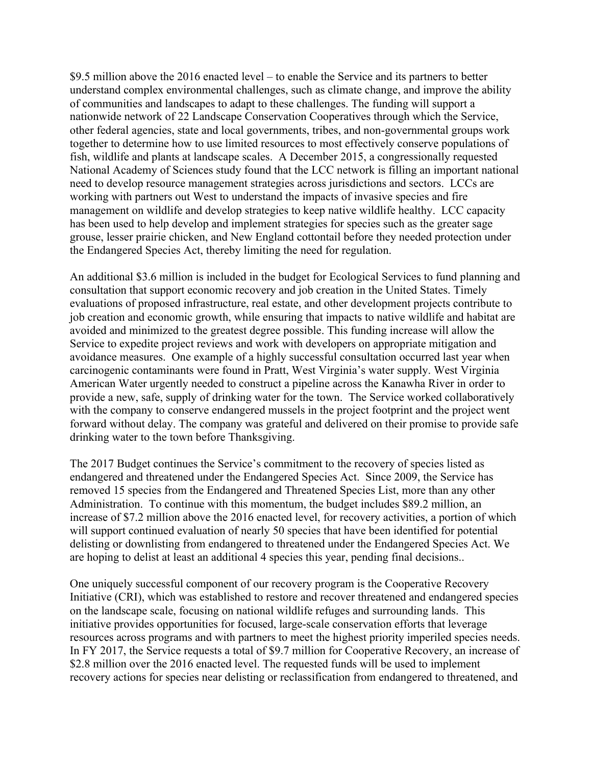$9.5 million above the 2016 enacted level – to enable the Service and its partners to better understand complex environmental challenges, such as climate change, and improve the ability of communities and landscapes to adapt to these challenges. The funding will support a nationwide network of 22 Landscape Conservation Cooperatives through which the Service, other federal agencies, state and local governments, tribes, and non-governmental groups work together to determine how to use limited resources to most effectively conserve populations of fish, wildlife and plants at landscape scales. A December 2015, a congressionally requested National Academy of Sciences study found that the LCC network is filling an important national need to develop resource management strategies across jurisdictions and sectors. LCCs are working with partners out West to understand the impacts of invasive species and fire management on wildlife and develop strategies to keep native wildlife healthy. LCC capacity has been used to help develop and implement strategies for species such as the greater sage grouse, lesser prairie chicken, and New England cottontail before they needed protection under the Endangered Species Act, thereby limiting the need for regulation.

An additional $3.6 million is included in the budget for Ecological Services to fund planning and consultation that support economic recovery and job creation in the United States. Timely evaluations of proposed infrastructure, real estate, and other development projects contribute to job creation and economic growth, while ensuring that impacts to native wildlife and habitat are avoided and minimized to the greatest degree possible. This funding increase will allow the Service to expedite project reviews and work with developers on appropriate mitigation and avoidance measures. One example of a highly successful consultation occurred last year when carcinogenic contaminants were found in Pratt, West Virginia's water supply. West Virginia American Water urgently needed to construct a pipeline across the Kanawha River in order to provide a new, safe, supply of drinking water for the town. The Service worked collaboratively with the company to conserve endangered mussels in the project footprint and the project went forward without delay. The company was grateful and delivered on their promise to provide safe drinking water to the town before Thanksgiving.

The 2017 Budget continues the Service's commitment to the recovery of species listed as endangered and threatened under the Endangered Species Act. Since 2009, the Service has removed 15 species from the Endangered and Threatened Species List, more than any other Administration. To continue with this momentum, the budget includes $89.2 million, an increase of $7.2 million above the 2016 enacted level, for recovery activities, a portion of which will support continued evaluation of nearly 50 species that have been identified for potential delisting or downlisting from endangered to threatened under the Endangered Species Act. We are hoping to delist at least an additional 4 species this year, pending final decisions..

One uniquely successful component of our recovery program is the Cooperative Recovery Initiative (CRI), which was established to restore and recover threatened and endangered species on the landscape scale, focusing on national wildlife refuges and surrounding lands. This initiative provides opportunities for focused, large-scale conservation efforts that leverage resources across programs and with partners to meet the highest priority imperiled species needs. In FY 2017, the Service requests a total of $9.7 million for Cooperative Recovery, an increase of $2.8 million over the 2016 enacted level. The requested funds will be used to implement recovery actions for species near delisting or reclassification from endangered to threatened, and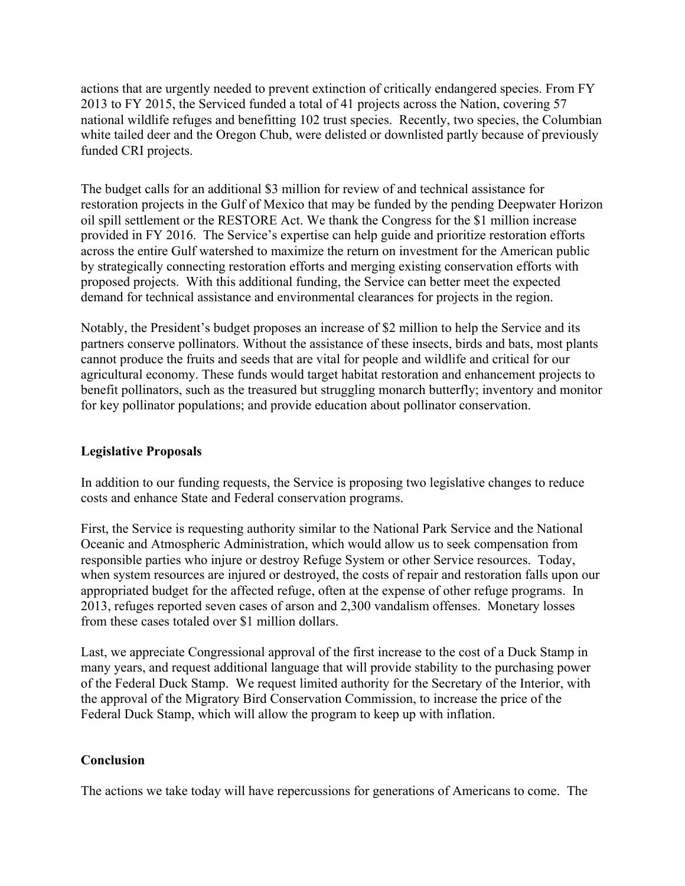actions that are urgently needed to prevent extinction of critically endangered species. From FY 2013 to FY 2015, the Serviced funded a total of 41 projects across the Nation, covering 57 national wildlife refuges and benefitting 102 trust species. Recently, two species, the Columbian white tailed deer and the Oregon Chub, were delisted or downlisted partly because of previously funded CRI projects.

The budget calls for an additional $3 million for review of and technical assistance for restoration projects in the Gulf of Mexico that may be funded by the pending Deepwater Horizon oil spill settlement or the RESTORE Act. We thank the Congress for the $1 million increase provided in FY 2016. The Service's expertise can help guide and prioritize restoration efforts across the entire Gulf watershed to maximize the return on investment for the American public by strategically connecting restoration efforts and merging existing conservation efforts with proposed projects. With this additional funding, the Service can better meet the expected demand for technical assistance and environmental clearances for projects in the region.

Notably, the President's budget proposes an increase of $2 million to help the Service and its partners conserve pollinators. Without the assistance of these insects, birds and bats, most plants cannot produce the fruits and seeds that are vital for people and wildlife and critical for our agricultural economy. These funds would target habitat restoration and enhancement projects to benefit pollinators, such as the treasured but struggling monarch butterfly; inventory and monitor for key pollinator populations; and provide education about pollinator conservation.

**Legislative Proposals**

In addition to our funding requests, the Service is proposing two legislative changes to reduce costs and enhance State and Federal conservation programs.

First, the Service is requesting authority similar to the National Park Service and the National Oceanic and Atmospheric Administration, which would allow us to seek compensation from responsible parties who injure or destroy Refuge System or other Service resources. Today, when system resources are injured or destroyed, the costs of repair and restoration falls upon our appropriated budget for the affected refuge, often at the expense of other refuge programs. In 2013, refuges reported seven cases of arson and 2,300 vandalism offenses. Monetary losses from these cases totaled over $1 million dollars.

Last, we appreciate Congressional approval of the first increase to the cost of a Duck Stamp in many years, and request additional language that will provide stability to the purchasing power of the Federal Duck Stamp. We request limited authority for the Secretary of the Interior, with the approval of the Migratory Bird Conservation Commission, to increase the price of the Federal Duck Stamp, which will allow the program to keep up with inflation.

**Conclusion**

The actions we take today will have repercussions for generations of Americans to come. The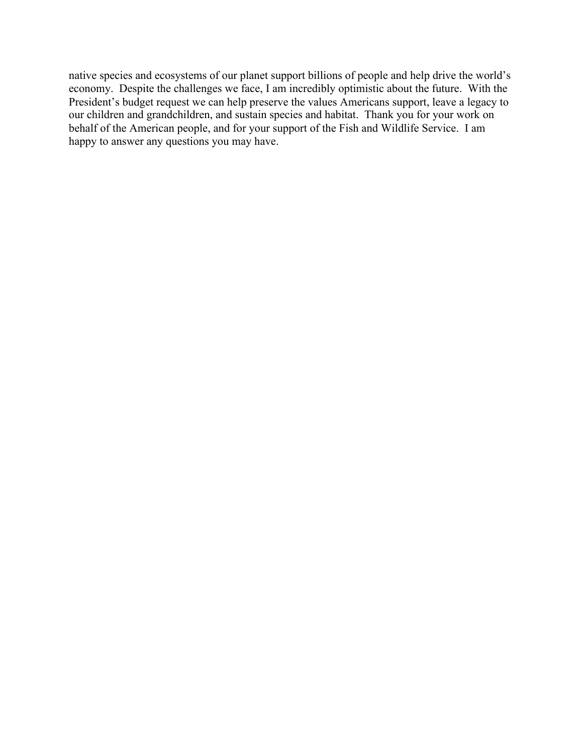native species and ecosystems of our planet support billions of people and help drive the world's economy. Despite the challenges we face, I am incredibly optimistic about the future. With the President's budget request we can help preserve the values Americans support, leave a legacy to our children and grandchildren, and sustain species and habitat. Thank you for your work on behalf of the American people, and for your support of the Fish and Wildlife Service. I am happy to answer any questions you may have.